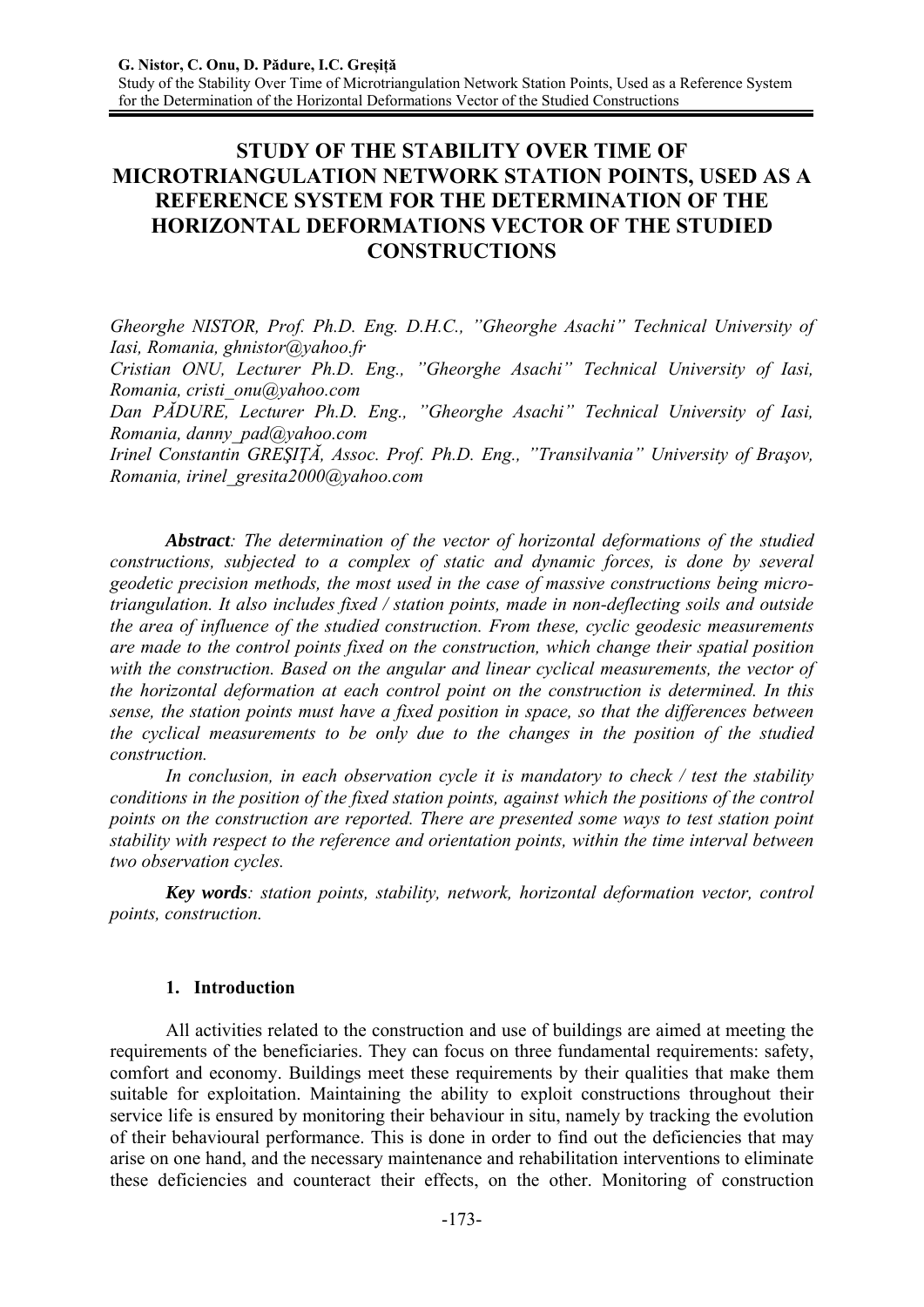# STUDY OF THE STABILITY OVER TIME OF MICROTRIANGULATION NETWORK STATION POINTS, USED AS A REFERENCE SYSTEM FOR THE DETERMINATION OF THE HORIZONTAL DEFORMATIONS VECTOR OF THE STUDIED CONSTRUCTIONS

*Gheorghe NISTOR, Prof. Ph.D. Eng. D.H.C., "Gheorghe Asachi" Technical University of Iasi, Romania, ghnistor@yahoo.fr*
*Cristian ONU, Lecturer Ph.D. Eng., "Gheorghe Asachi" Technical University of Iasi, Romania, cristi_onu@yahoo.com*
*Dan PĂDURE, Lecturer Ph.D. Eng., "Gheorghe Asachi" Technical University of Iasi, Romania, danny_pad@yahoo.com*
*Irinel Constantin GREŞIŢĂ, Assoc. Prof. Ph.D. Eng., "Transilvania" University of Braşov, Romania, irinel_gresita2000@yahoo.com*

***Abstract**: The determination of the vector of horizontal deformations of the studied constructions, subjected to a complex of static and dynamic forces, is done by several geodetic precision methods, the most used in the case of massive constructions being micro-triangulation. It also includes fixed / station points, made in non-deflecting soils and outside the area of influence of the studied construction. From these, cyclic geodesic measurements are made to the control points fixed on the construction, which change their spatial position with the construction. Based on the angular and linear cyclical measurements, the vector of the horizontal deformation at each control point on the construction is determined. In this sense, the station points must have a fixed position in space, so that the differences between the cyclical measurements to be only due to the changes in the position of the studied construction.*

*In conclusion, in each observation cycle it is mandatory to check / test the stability conditions in the position of the fixed station points, against which the positions of the control points on the construction are reported. There are presented some ways to test station point stability with respect to the reference and orientation points, within the time interval between two observation cycles.*

***Key words**: station points, stability, network, horizontal deformation vector, control points, construction.*

## 1. Introduction

All activities related to the construction and use of buildings are aimed at meeting the requirements of the beneficiaries. They can focus on three fundamental requirements: safety, comfort and economy. Buildings meet these requirements by their qualities that make them suitable for exploitation. Maintaining the ability to exploit constructions throughout their service life is ensured by monitoring their behaviour in situ, namely by tracking the evolution of their behavioural performance. This is done in order to find out the deficiencies that may arise on one hand, and the necessary maintenance and rehabilitation interventions to eliminate these deficiencies and counteract their effects, on the other. Monitoring of construction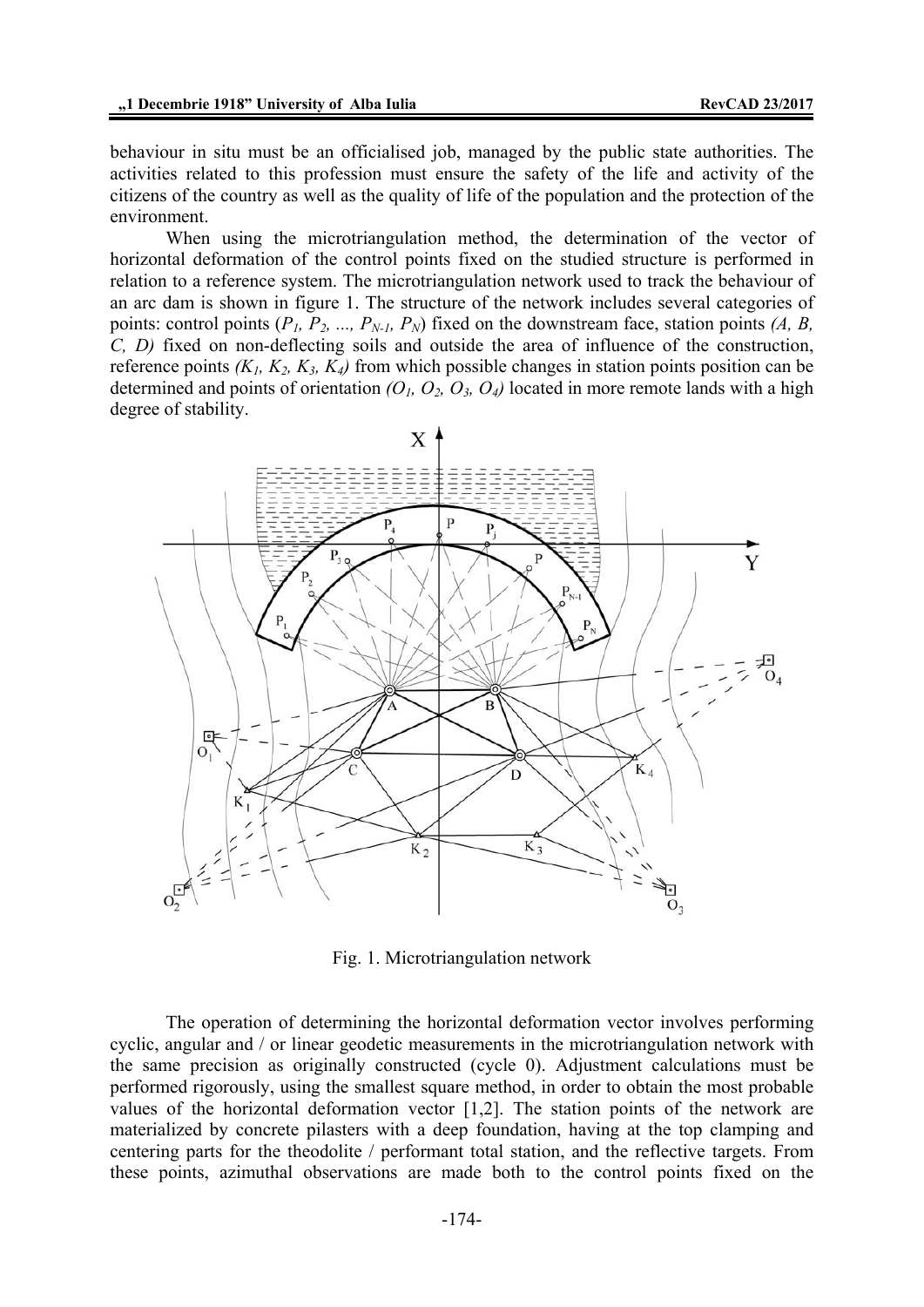behaviour in situ must be an officialised job, managed by the public state authorities. The activities related to this profession must ensure the safety of the life and activity of the citizens of the country as well as the quality of life of the population and the protection of the environment.

When using the microtriangulation method, the determination of the vector of horizontal deformation of the control points fixed on the studied structure is performed in relation to a reference system. The microtriangulation network used to track the behaviour of an arc dam is shown in figure 1. The structure of the network includes several categories of points: control points ($P_1$, $P_2$, ..., $P_{N-1}$, $P_N$) fixed on the downstream face, station points *(A, B, C, D)* fixed on non-deflecting soils and outside the area of influence of the construction, reference points *($K_1$, $K_2$, $K_3$, $K_4$)* from which possible changes in station points position can be determined and points of orientation *($O_1$, $O_2$, $O_3$, $O_4$)* located in more remote lands with a high degree of stability.

Fig. 1. Microtriangulation network

The operation of determining the horizontal deformation vector involves performing cyclic, angular and / or linear geodetic measurements in the microtriangulation network with the same precision as originally constructed (cycle 0). Adjustment calculations must be performed rigorously, using the smallest square method, in order to obtain the most probable values of the horizontal deformation vector [1,2]. The station points of the network are materialized by concrete pilasters with a deep foundation, having at the top clamping and centering parts for the theodolite / performant total station, and the reflective targets. From these points, azimuthal observations are made both to the control points fixed on the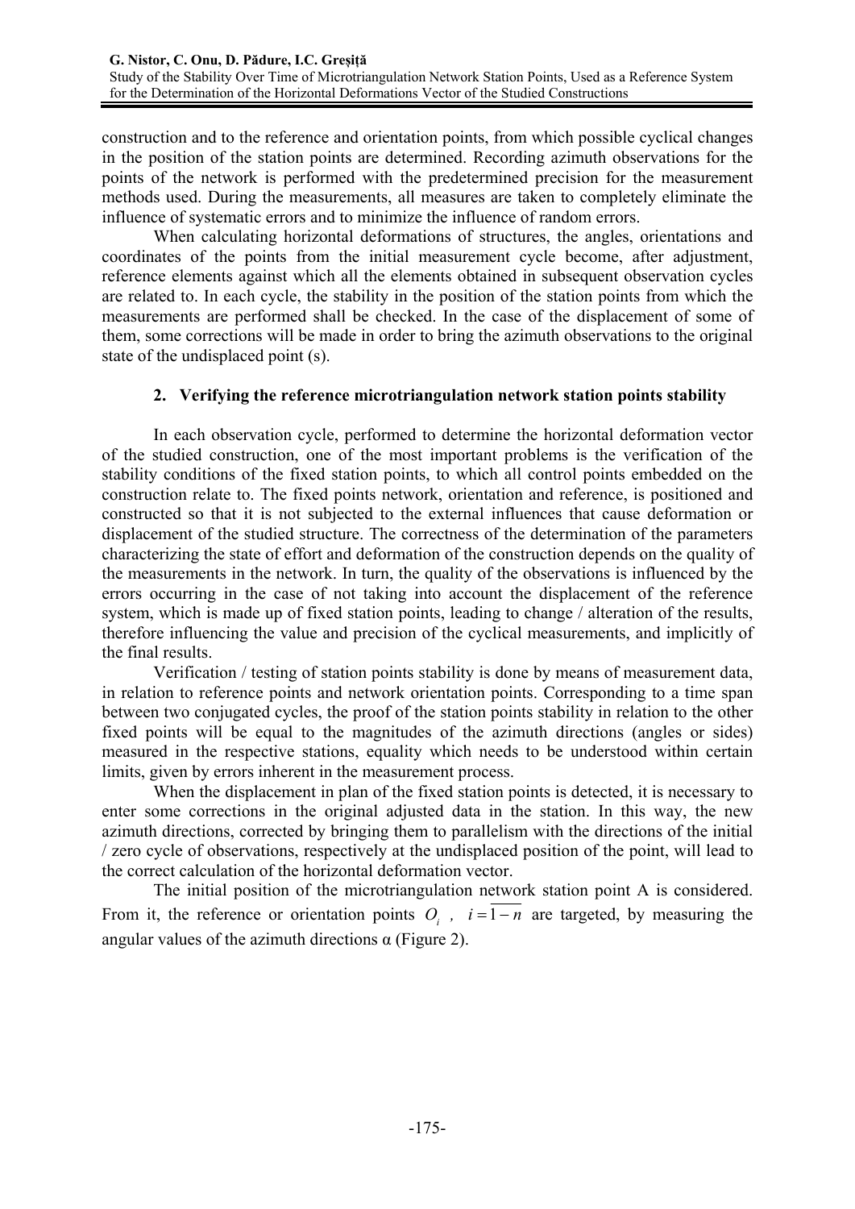construction and to the reference and orientation points, from which possible cyclical changes in the position of the station points are determined. Recording azimuth observations for the points of the network is performed with the predetermined precision for the measurement methods used. During the measurements, all measures are taken to completely eliminate the influence of systematic errors and to minimize the influence of random errors.

When calculating horizontal deformations of structures, the angles, orientations and coordinates of the points from the initial measurement cycle become, after adjustment, reference elements against which all the elements obtained in subsequent observation cycles are related to. In each cycle, the stability in the position of the station points from which the measurements are performed shall be checked. In the case of the displacement of some of them, some corrections will be made in order to bring the azimuth observations to the original state of the undisplaced point (s).

## 2. Verifying the reference microtriangulation network station points stability

In each observation cycle, performed to determine the horizontal deformation vector of the studied construction, one of the most important problems is the verification of the stability conditions of the fixed station points, to which all control points embedded on the construction relate to. The fixed points network, orientation and reference, is positioned and constructed so that it is not subjected to the external influences that cause deformation or displacement of the studied structure. The correctness of the determination of the parameters characterizing the state of effort and deformation of the construction depends on the quality of the measurements in the network. In turn, the quality of the observations is influenced by the errors occurring in the case of not taking into account the displacement of the reference system, which is made up of fixed station points, leading to change / alteration of the results, therefore influencing the value and precision of the cyclical measurements, and implicitly of the final results.

Verification / testing of station points stability is done by means of measurement data, in relation to reference points and network orientation points. Corresponding to a time span between two conjugated cycles, the proof of the station points stability in relation to the other fixed points will be equal to the magnitudes of the azimuth directions (angles or sides) measured in the respective stations, equality which needs to be understood within certain limits, given by errors inherent in the measurement process.

When the displacement in plan of the fixed station points is detected, it is necessary to enter some corrections in the original adjusted data in the station. In this way, the new azimuth directions, corrected by bringing them to parallelism with the directions of the initial / zero cycle of observations, respectively at the undisplaced position of the point, will lead to the correct calculation of the horizontal deformation vector.

The initial position of the microtriangulation network station point A is considered. From it, the reference or orientation points $O_i$ , $i = \overline{1-n}$ are targeted, by measuring the angular values of the azimuth directions α (Figure 2).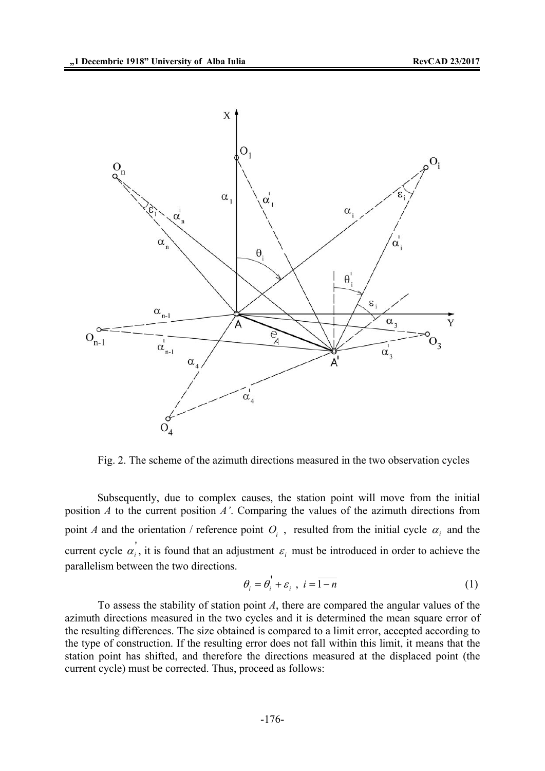Fig. 2. The scheme of the azimuth directions measured in the two observation cycles

Subsequently, due to complex causes, the station point will move from the initial position *A* to the current position *A'*. Comparing the values of the azimuth directions from point *A* and the orientation / reference point $O_i$ , resulted from the initial cycle $\alpha_i$ and the current cycle $\alpha_i^{'}$, it is found that an adjustment $\varepsilon_i$ must be introduced in order to achieve the parallelism between the two directions.

$$\theta_i = \theta_i^{'} + \varepsilon_i \ , \ i = \overline{1-n} \tag{1}$$

To assess the stability of station point *A*, there are compared the angular values of the azimuth directions measured in the two cycles and it is determined the mean square error of the resulting differences. The size obtained is compared to a limit error, accepted according to the type of construction. If the resulting error does not fall within this limit, it means that the station point has shifted, and therefore the directions measured at the displaced point (the current cycle) must be corrected. Thus, proceed as follows: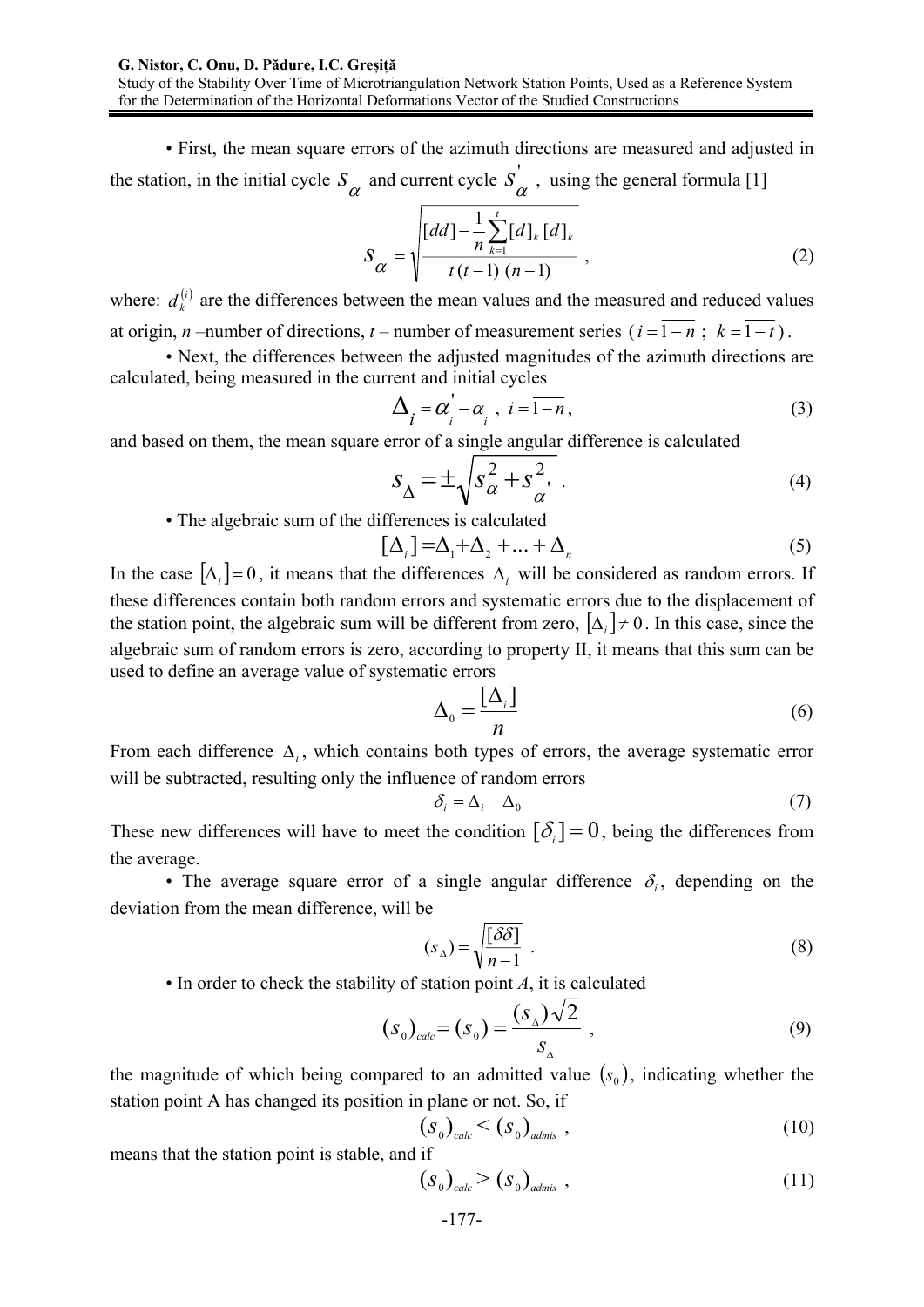• First, the mean square errors of the azimuth directions are measured and adjusted in the station, in the initial cycle $s_\alpha$ and current cycle $s'_\alpha$, using the general formula [1]

$$s_\alpha = \sqrt{\frac{[dd] - \frac{1}{n}\sum_{k=1}^{t}[d]_k\,[d]_k}{t\,(t-1)\,(n-1)}}\ , \tag{2}$$

where: $d_k^{(i)}$ are the differences between the mean values and the measured and reduced values at origin, *n* –number of directions, *t* – number of measurement series ($i = \overline{1-n}$ ; $k = \overline{1-t}$).

• Next, the differences between the adjusted magnitudes of the azimuth directions are calculated, being measured in the current and initial cycles

$$\Delta_i = \alpha'_i - \alpha_i\ ,\ i = \overline{1-n}, \tag{3}$$

and based on them, the mean square error of a single angular difference is calculated

$$s_\Delta = \pm\sqrt{s_\alpha^2 + s_\alpha'^2}\ . \tag{4}$$

• The algebraic sum of the differences is calculated

$$[\Delta_i] = \Delta_1 + \Delta_2 + ... + \Delta_n \tag{5}$$

In the case $[\Delta_i] = 0$, it means that the differences $\Delta_i$ will be considered as random errors. If these differences contain both random errors and systematic errors due to the displacement of the station point, the algebraic sum will be different from zero, $[\Delta_i] \neq 0$. In this case, since the algebraic sum of random errors is zero, according to property II, it means that this sum can be used to define an average value of systematic errors

$$\Delta_0 = \frac{[\Delta_i]}{n} \tag{6}$$

From each difference $\Delta_i$, which contains both types of errors, the average systematic error will be subtracted, resulting only the influence of random errors

$$\delta_i = \Delta_i - \Delta_0 \tag{7}$$

These new differences will have to meet the condition $[\delta_i] = 0$, being the differences from the average.

• The average square error of a single angular difference $\delta_i$, depending on the deviation from the mean difference, will be

$$(s_\Delta) = \sqrt{\frac{[\delta\delta]}{n-1}}\ . \tag{8}$$

• In order to check the stability of station point *A*, it is calculated

$$(s_0)_{calc} = (s_0) = \frac{(s_\Delta)\sqrt{2}}{s_\Delta}\ , \tag{9}$$

the magnitude of which being compared to an admitted value $(s_0)$, indicating whether the station point A has changed its position in plane or not. So, if

$$(s_0)_{calc} < (s_0)_{admis}\ , \tag{10}$$

means that the station point is stable, and if

$$(s_0)_{calc} > (s_0)_{admis}\ , \tag{11}$$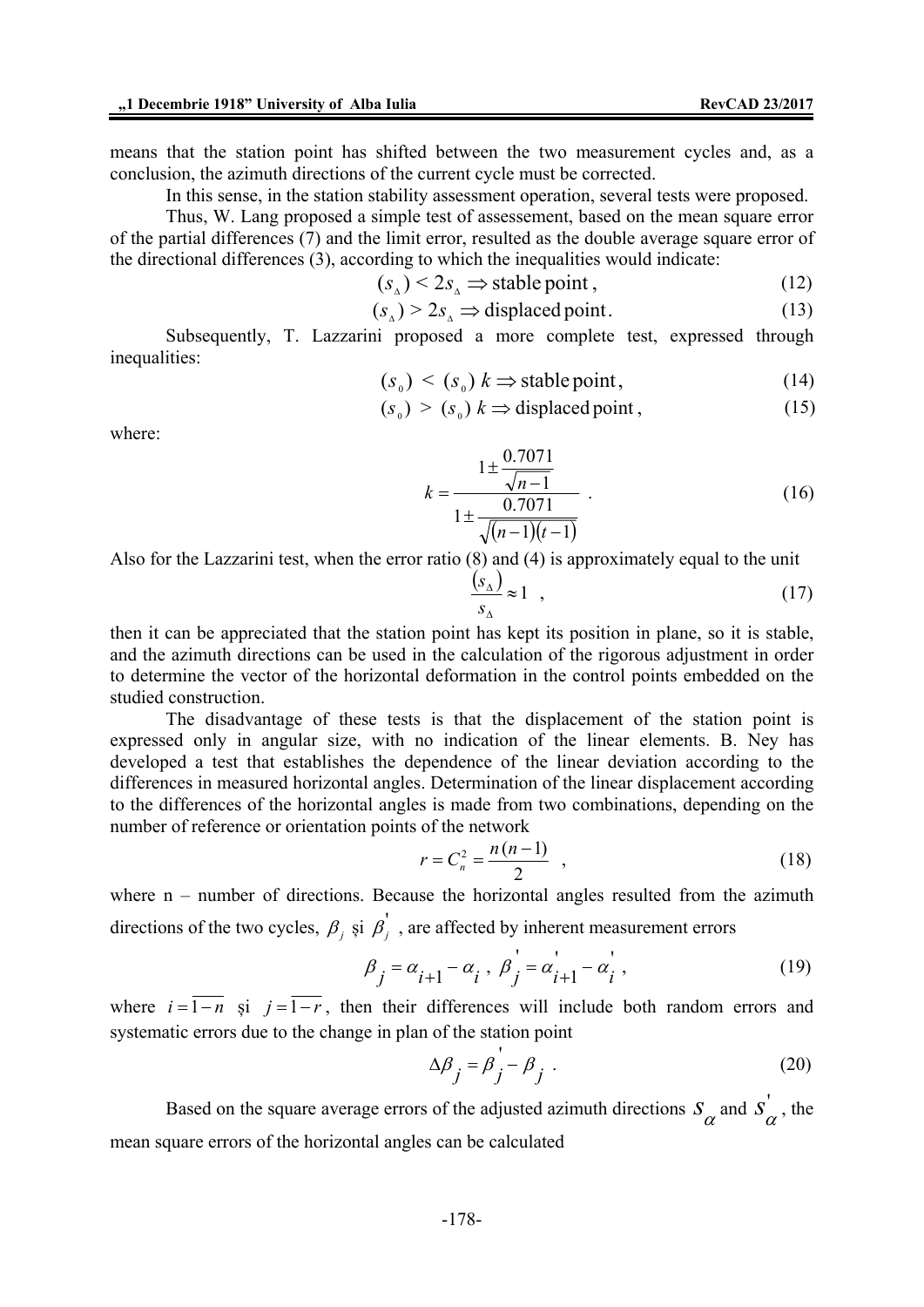means that the station point has shifted between the two measurement cycles and, as a conclusion, the azimuth directions of the current cycle must be corrected.

In this sense, in the station stability assessment operation, several tests were proposed.

Thus, W. Lang proposed a simple test of assessement, based on the mean square error of the partial differences (7) and the limit error, resulted as the double average square error of the directional differences (3), according to which the inequalities would indicate:

$$(s_{\Delta}) < 2s_{\Delta} \Rightarrow \text{stable point}, \tag{12}$$

$$(s_{\Delta}) > 2s_{\Delta} \Rightarrow \text{displaced point}. \tag{13}$$

Subsequently, T. Lazzarini proposed a more complete test, expressed through inequalities:

$$(s_0) < (s_0)\, k \Rightarrow \text{stable point}, \tag{14}$$

$$(s_0) > (s_0)\, k \Rightarrow \text{displaced point}, \tag{15}$$

where:

$$k = \frac{1 \pm \dfrac{0.7071}{\sqrt{n-1}}}{1 \pm \dfrac{0.7071}{\sqrt{(n-1)(t-1)}}} \quad . \tag{16}$$

Also for the Lazzarini test, when the error ratio (8) and (4) is approximately equal to the unit

$$\frac{(s_{\Delta})}{s_{\Delta}} \approx 1 \quad , \tag{17}$$

then it can be appreciated that the station point has kept its position in plane, so it is stable, and the azimuth directions can be used in the calculation of the rigorous adjustment in order to determine the vector of the horizontal deformation in the control points embedded on the studied construction.

The disadvantage of these tests is that the displacement of the station point is expressed only in angular size, with no indication of the linear elements. B. Ney has developed a test that establishes the dependence of the linear deviation according to the differences in measured horizontal angles. Determination of the linear displacement according to the differences of the horizontal angles is made from two combinations, depending on the number of reference or orientation points of the network

$$r = C_n^2 = \frac{n(n-1)}{2} \quad , \tag{18}$$

where n – number of directions. Because the horizontal angles resulted from the azimuth directions of the two cycles, $\beta_j$ și $\beta_j^{'}$ , are affected by inherent measurement errors

$$\beta_j = \alpha_{i+1} - \alpha_i \ , \ \beta_j^{'} = \alpha_{i+1}^{'} - \alpha_i^{'} \ , \tag{19}$$

where $i = \overline{1-n}$ și $j = \overline{1-r}$, then their differences will include both random errors and systematic errors due to the change in plan of the station point

$$\Delta\beta_j = \beta_j^{'} - \beta_j \ . \tag{20}$$

Based on the square average errors of the adjusted azimuth directions $S_{\alpha}$ and $S_{\alpha}^{'}$, the mean square errors of the horizontal angles can be calculated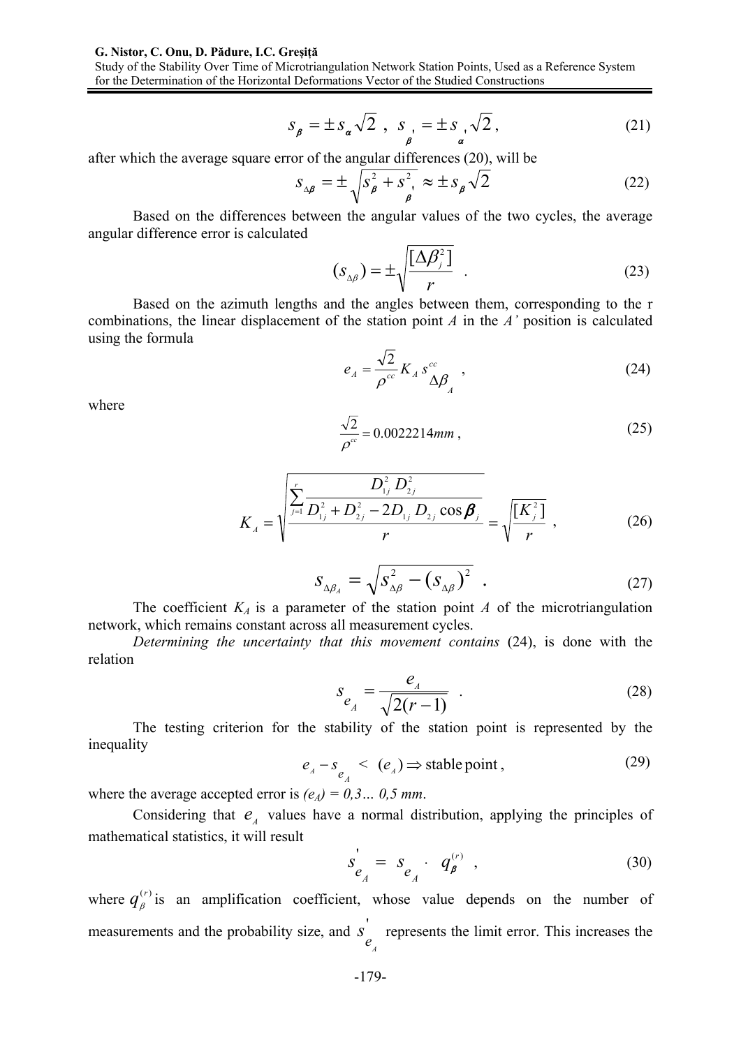$$s_{\beta} = \pm s_{\alpha}\sqrt{2}\ ,\ \ s_{\beta'} = \pm s_{\alpha'}\sqrt{2}\ , \tag{21}$$

after which the average square error of the angular differences (20), will be

$$s_{\Delta\beta} = \pm\sqrt{s_{\beta}^{2} + s_{\beta'}^{2}} \approx \pm s_{\beta}\sqrt{2} \tag{22}$$

Based on the differences between the angular values of the two cycles, the average angular difference error is calculated

$$(s_{\Delta\beta}) = \pm\sqrt{\frac{[\Delta\beta_j^2]}{r}}\ . \tag{23}$$

Based on the azimuth lengths and the angles between them, corresponding to the r combinations, the linear displacement of the station point $A$ in the $A'$ position is calculated using the formula

$$e_A = \frac{\sqrt{2}}{\rho^{cc}} K_A\, s_{\Delta\beta_A}^{cc}\ , \tag{24}$$

where

$$\frac{\sqrt{2}}{\rho^{cc}} = 0.0022214mm\ , \tag{25}$$

$$K_A = \sqrt{\frac{\sum_{j=1}^{r} \frac{D_{1j}^2 D_{2j}^2}{D_{1j}^2 + D_{2j}^2 - 2D_{1j}D_{2j}\cos\beta_j}}{r}} = \sqrt{\frac{[K_j^2]}{r}}\ , \tag{26}$$

$$s_{\Delta\beta_A} = \sqrt{s_{\Delta\beta}^2 - (s_{\Delta\beta})^2}\ . \tag{27}$$

The coefficient $K_A$ is a parameter of the station point $A$ of the microtriangulation network, which remains constant across all measurement cycles.

*Determining the uncertainty that this movement contains* (24), is done with the relation

$$s_{e_A} = \frac{e_A}{\sqrt{2(r-1)}}\ . \tag{28}$$

The testing criterion for the stability of the station point is represented by the inequality

$$e_A - s_{e_A} < (e_A) \Rightarrow \text{stable point}\ , \tag{29}$$

where the average accepted error is $(e_A) = 0{,}3\ldots\ 0{,}5\ mm$.

Considering that $e_A$ values have a normal distribution, applying the principles of mathematical statistics, it will result

$$s'_{e_A} = s_{e_A} \cdot q_{\beta}^{(r)}\ , \tag{30}$$

where $q_{\beta}^{(r)}$ is an amplification coefficient, whose value depends on the number of measurements and the probability size, and $s'_{e_A}$ represents the limit error. This increases the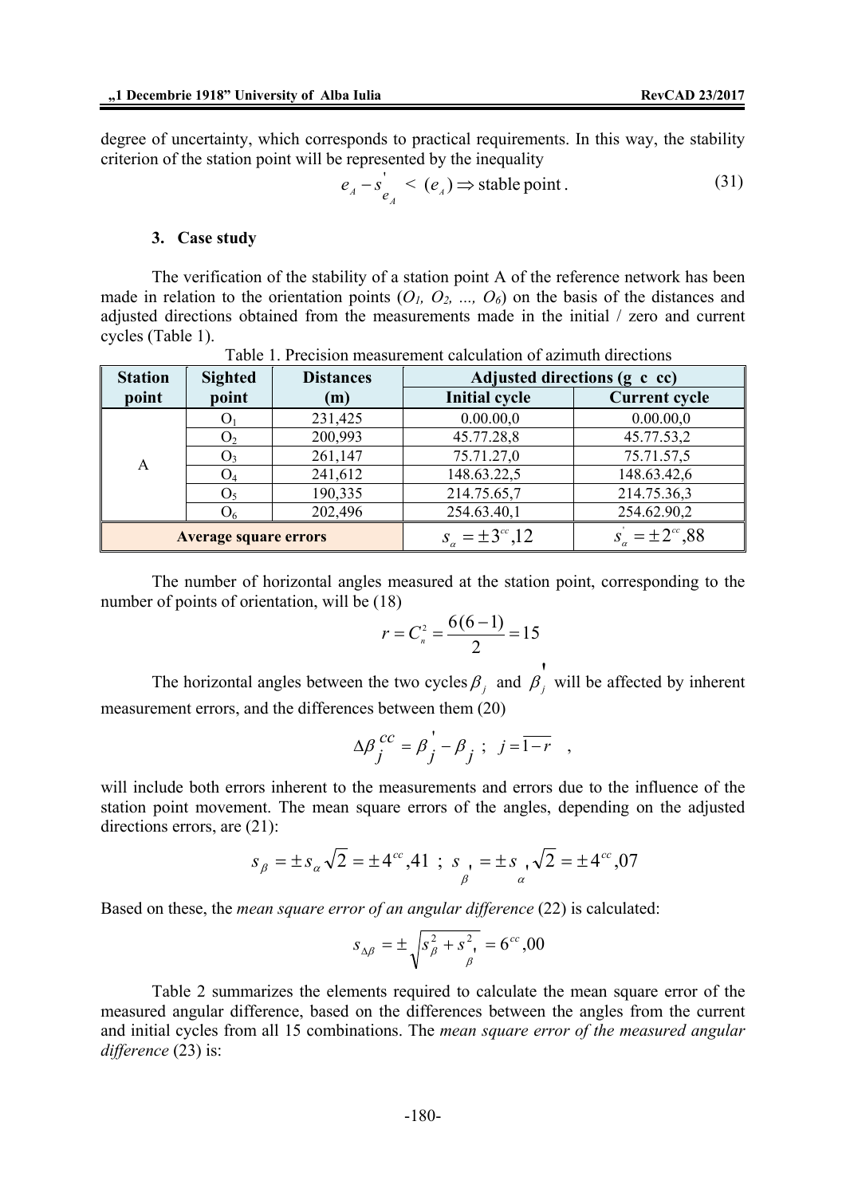degree of uncertainty, which corresponds to practical requirements. In this way, the stability criterion of the station point will be represented by the inequality

$$e_A - s'_{e_A} < (e_A) \Rightarrow \text{stable point}. \tag{31}$$

### 3. Case study

The verification of the stability of a station point A of the reference network has been made in relation to the orientation points ($O_1$, $O_2$, ..., $O_6$) on the basis of the distances and adjusted directions obtained from the measurements made in the initial / zero and current cycles (Table 1).

Table 1. Precision measurement calculation of azimuth directions

| Station point | Sighted point | Distances (m) | Adjusted directions (g c cc) | |
|---|---|---|---|---|
| | | | Initial cycle | Current cycle |
| A | $O_1$ | 231,425 | 0.00.00,0 | 0.00.00,0 |
| | $O_2$ | 200,993 | 45.77.28,8 | 45.77.53,2 |
| | $O_3$ | 261,147 | 75.71.27,0 | 75.71.57,5 |
| | $O_4$ | 241,612 | 148.63.22,5 | 148.63.42,6 |
| | $O_5$ | 190,335 | 214.75.65,7 | 214.75.36,3 |
| | $O_6$ | 202,496 | 254.63.40,1 | 254.62.90,2 |
| **Average square errors** | | | $s_\alpha = \pm 3^{cc},12$ | $s'_\alpha = \pm 2^{cc},88$ |

The number of horizontal angles measured at the station point, corresponding to the number of points of orientation, will be (18)

$$r = C_n^2 = \frac{6(6-1)}{2} = 15$$

The horizontal angles between the two cycles $\beta_j$ and $\beta'_j$ will be affected by inherent measurement errors, and the differences between them (20)

$$\Delta\beta_j^{cc} = \beta'_j - \beta_j \; ; \; j = \overline{1-r} \quad ,$$

will include both errors inherent to the measurements and errors due to the influence of the station point movement. The mean square errors of the angles, depending on the adjusted directions errors, are (21):

$$s_\beta = \pm s_\alpha \sqrt{2} = \pm 4^{cc},41 \; ; \; s_{\beta'} = \pm s_{\alpha'} \sqrt{2} = \pm 4^{cc},07$$

Based on these, the *mean square error of an angular difference* (22) is calculated:

$$s_{\Delta\beta} = \pm \sqrt{s_\beta^2 + s_{\beta'}^2} = 6^{cc},00$$

Table 2 summarizes the elements required to calculate the mean square error of the measured angular difference, based on the differences between the angles from the current and initial cycles from all 15 combinations. The *mean square error of the measured angular difference* (23) is: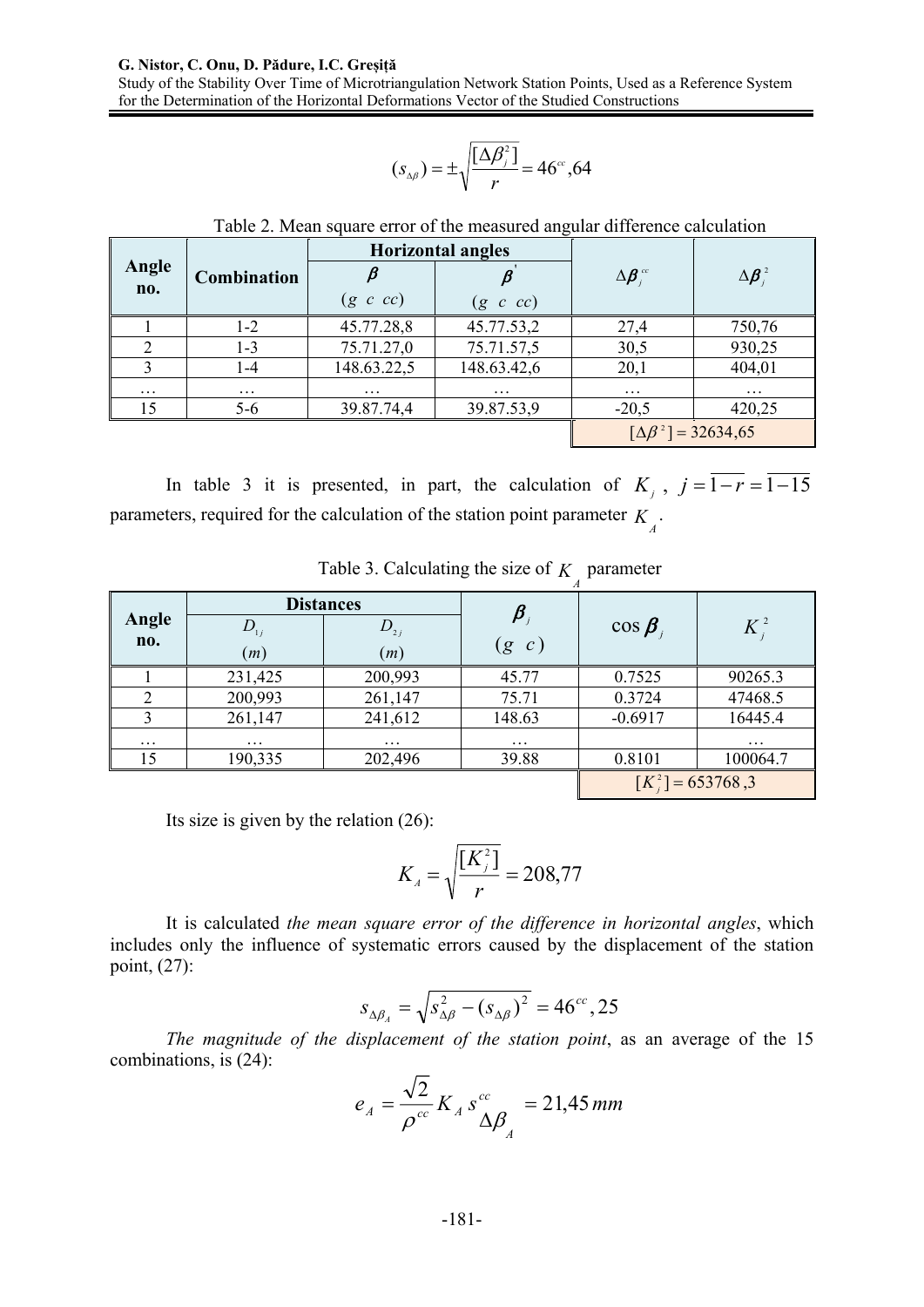$$(s_{\Delta\beta}) = \pm\sqrt{\frac{[\Delta\beta_j^2]}{r}} = 46^{cc},64$$

Table 2. Mean square error of the measured angular difference calculation

| Angle no. | Combination | Horizontal angles | | $\Delta\beta_j^{cc}$ | $\Delta\beta_j^2$ |
|---|---|---|---|---|---|
| | | $\beta$ $(g\ c\ cc)$ | $\beta'$ $(g\ c\ cc)$ | | |
| 1 | 1-2 | 45.77.28,8 | 45.77.53,2 | 27,4 | 750,76 |
| 2 | 1-3 | 75.71.27,0 | 75.71.57,5 | 30,5 | 930,25 |
| 3 | 1-4 | 148.63.22,5 | 148.63.42,6 | 20,1 | 404,01 |
| … | … | … | … | … | … |
| 15 | 5-6 | 39.87.74,4 | 39.87.53,9 | -20,5 | 420,25 |
| | | | | $[\Delta\beta^2] = 32634{,}65$ | |

In table 3 it is presented, in part, the calculation of $K_j$, $j = \overline{1-r} = \overline{1-15}$ parameters, required for the calculation of the station point parameter $K_A$.

Table 3. Calculating the size of $K_A$ parameter

| Angle no. | Distances | | $\beta_j$ $(g\ c)$ | $\cos\beta_j$ | $K_j^2$ |
|---|---|---|---|---|---|
| | $D_{1j}$ $(m)$ | $D_{2j}$ $(m)$ | | | |
| 1 | 231,425 | 200,993 | 45.77 | 0.7525 | 90265.3 |
| 2 | 200,993 | 261,147 | 75.71 | 0.3724 | 47468.5 |
| 3 | 261,147 | 241,612 | 148.63 | -0.6917 | 16445.4 |
| … | … | … | … | | … |
| 15 | 190,335 | 202,496 | 39.88 | 0.8101 | 100064.7 |
| | | | | $[K_j^2] = 653768{,}3$ | |

Its size is given by the relation (26):

$$K_A = \sqrt{\frac{[K_j^2]}{r}} = 208{,}77$$

It is calculated *the mean square error of the difference in horizontal angles*, which includes only the influence of systematic errors caused by the displacement of the station point, (27):

$$s_{\Delta\beta_A} = \sqrt{s_{\Delta\beta}^2 - (s_{\Delta\beta})^2} = 46^{cc},25$$

*The magnitude of the displacement of the station point*, as an average of the 15 combinations, is (24):

$$e_A = \frac{\sqrt{2}}{\rho^{cc}} K_A\, s_{\Delta\beta_A}^{cc} = 21{,}45\,mm$$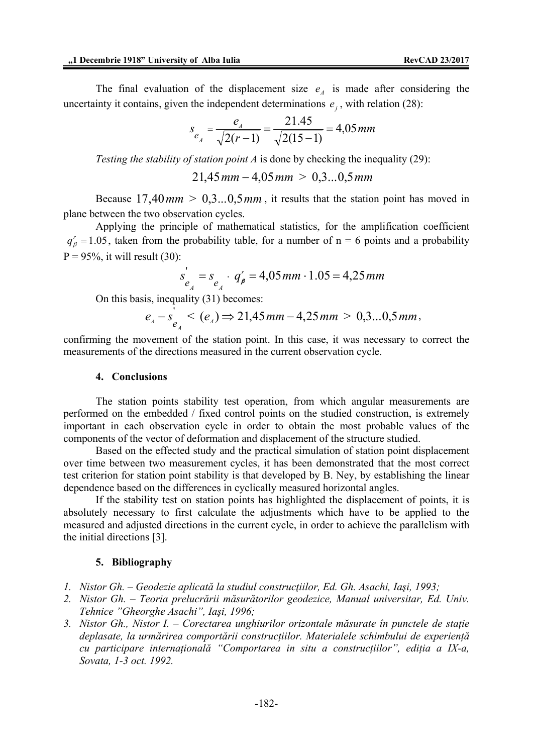The final evaluation of the displacement size $e_A$ is made after considering the uncertainty it contains, given the independent determinations $e_j$, with relation (28):

$$s_{e_A} = \frac{e_A}{\sqrt{2(r-1)}} = \frac{21.45}{\sqrt{2(15-1)}} = 4{,}05\,mm$$

*Testing the stability of station point A* is done by checking the inequality (29):

$$21{,}45\,mm - 4{,}05\,mm \; > \; 0{,}3...0{,}5\,mm$$

Because $17{,}40\,mm \; > \; 0{,}3...0{,}5\,mm$, it results that the station point has moved in plane between the two observation cycles.

Applying the principle of mathematical statistics, for the amplification coefficient $q_\beta^r = 1.05$, taken from the probability table, for a number of n = 6 points and a probability P = 95%, it will result (30):

$$s'_{e_A} = s_{e_A} \cdot q_\beta^r = 4{,}05\,mm \cdot 1.05 = 4{,}25\,mm$$

On this basis, inequality (31) becomes:

$$e_A - s'_{e_A} \; < \; (e_A) \Rightarrow 21{,}45\,mm - 4{,}25\,mm \; > \; 0{,}3...0{,}5\,mm,$$

confirming the movement of the station point. In this case, it was necessary to correct the measurements of the directions measured in the current observation cycle.

## 4. Conclusions

The station points stability test operation, from which angular measurements are performed on the embedded / fixed control points on the studied construction, is extremely important in each observation cycle in order to obtain the most probable values of the components of the vector of deformation and displacement of the structure studied.

Based on the effected study and the practical simulation of station point displacement over time between two measurement cycles, it has been demonstrated that the most correct test criterion for station point stability is that developed by B. Ney, by establishing the linear dependence based on the differences in cyclically measured horizontal angles.

If the stability test on station points has highlighted the displacement of points, it is absolutely necessary to first calculate the adjustments which have to be applied to the measured and adjusted directions in the current cycle, in order to achieve the parallelism with the initial directions [3].

## 5. Bibliography

1. *Nistor Gh. – Geodezie aplicată la studiul construcţiilor, Ed. Gh. Asachi, Iaşi, 1993;*
2. *Nistor Gh. – Teoria prelucrării măsurătorilor geodezice, Manual universitar, Ed. Univ. Tehnice "Gheorghe Asachi", Iaşi, 1996;*
3. *Nistor Gh., Nistor I. – Corectarea unghiurilor orizontale măsurate în punctele de stație deplasate, la urmărirea comportării construcțiilor. Materialele schimbului de experiență cu participare internațională "Comportarea in situ a construcțiilor", ediția a IX-a, Sovata, 1-3 oct. 1992.*